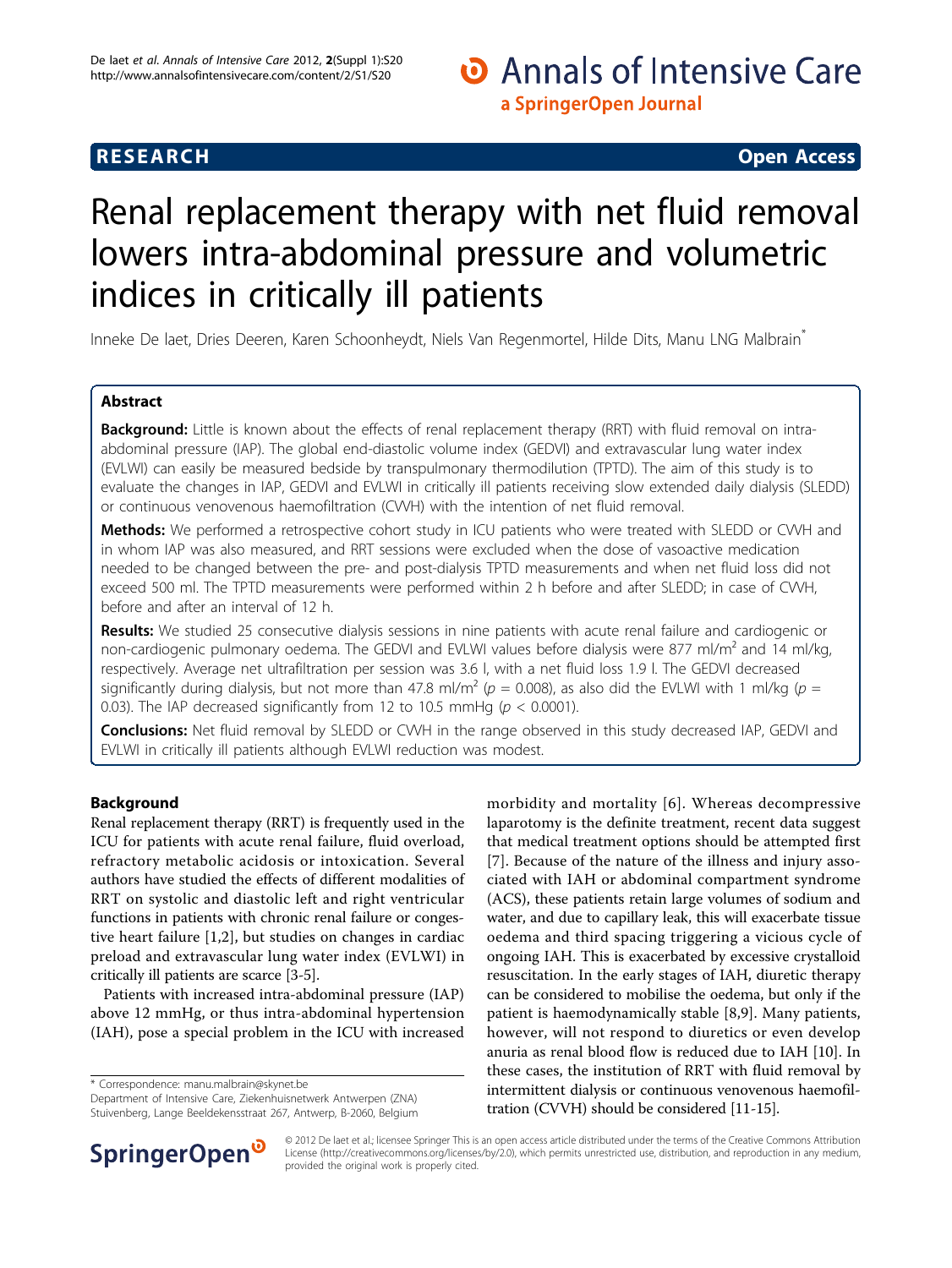# Renal replacement therapy with net fluid removal lowers intra-abdominal pressure and volumetric indices in critically ill patients

Inneke De laet, Dries Deeren, Karen Schoonheydt, Niels Van Regenmortel, Hilde Dits, Manu LNG Malbrain*

## Abstract

**Background:** Little is known about the effects of renal replacement therapy (RRT) with fluid removal on intra-abdominal pressure (IAP). The global end-diastolic volume index (GEDVI) and extravascular lung water index (EVLWI) can easily be measured bedside by transpulmonary thermodilution (TPTD). The aim of this study is to evaluate the changes in IAP, GEDVI and EVLWI in critically ill patients receiving slow extended daily dialysis (SLEDD) or continuous venovenous haemofiltration (CVVH) with the intention of net fluid removal.

**Methods:** We performed a retrospective cohort study in ICU patients who were treated with SLEDD or CVVH and in whom IAP was also measured, and RRT sessions were excluded when the dose of vasoactive medication needed to be changed between the pre- and post-dialysis TPTD measurements and when net fluid loss did not exceed 500 ml. The TPTD measurements were performed within 2 h before and after SLEDD; in case of CVVH, before and after an interval of 12 h.

**Results:** We studied 25 consecutive dialysis sessions in nine patients with acute renal failure and cardiogenic or non-cardiogenic pulmonary oedema. The GEDVI and EVLWI values before dialysis were 877 ml/m$^2$ and 14 ml/kg, respectively. Average net ultrafiltration per session was 3.6 l, with a net fluid loss 1.9 l. The GEDVI decreased significantly during dialysis, but not more than 47.8 ml/m$^2$ ($p = 0.008$), as also did the EVLWI with 1 ml/kg ($p = 0.03$). The IAP decreased significantly from 12 to 10.5 mmHg ($p < 0.0001$).

**Conclusions:** Net fluid removal by SLEDD or CVVH in the range observed in this study decreased IAP, GEDVI and EVLWI in critically ill patients although EVLWI reduction was modest.

## Background

Renal replacement therapy (RRT) is frequently used in the ICU for patients with acute renal failure, fluid overload, refractory metabolic acidosis or intoxication. Several authors have studied the effects of different modalities of RRT on systolic and diastolic left and right ventricular functions in patients with chronic renal failure or congestive heart failure [1,2], but studies on changes in cardiac preload and extravascular lung water index (EVLWI) in critically ill patients are scarce [3-5].

Patients with increased intra-abdominal pressure (IAP) above 12 mmHg, or thus intra-abdominal hypertension (IAH), pose a special problem in the ICU with increased morbidity and mortality [6]. Whereas decompressive laparotomy is the definite treatment, recent data suggest that medical treatment options should be attempted first [7]. Because of the nature of the illness and injury associated with IAH or abdominal compartment syndrome (ACS), these patients retain large volumes of sodium and water, and due to capillary leak, this will exacerbate tissue oedema and third spacing triggering a vicious cycle of ongoing IAH. This is exacerbated by excessive crystalloid resuscitation. In the early stages of IAH, diuretic therapy can be considered to mobilise the oedema, but only if the patient is haemodynamically stable [8,9]. Many patients, however, will not respond to diuretics or even develop anuria as renal blood flow is reduced due to IAH [10]. In these cases, the institution of RRT with fluid removal by intermittent dialysis or continuous venovenous haemofiltration (CVVH) should be considered [11-15].

* Correspondence: manu.malbrain@skynet.be
Department of Intensive Care, Ziekenhuisnetwerk Antwerpen (ZNA) Stuivenberg, Lange Beeldekensstraat 267, Antwerp, B-2060, Belgium

© 2012 De laet et al.; licensee Springer This is an open access article distributed under the terms of the Creative Commons Attribution License (http://creativecommons.org/licenses/by/2.0), which permits unrestricted use, distribution, and reproduction in any medium, provided the original work is properly cited.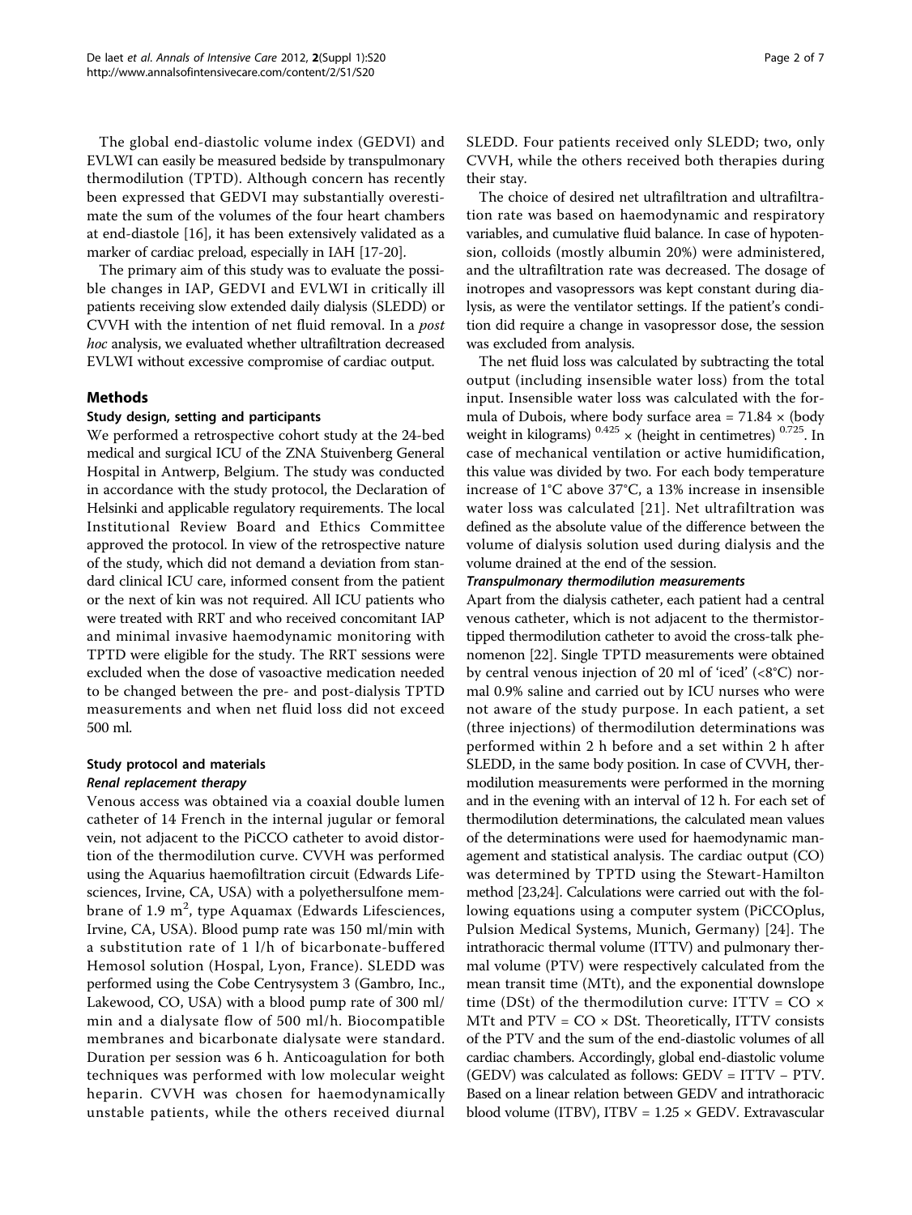The global end-diastolic volume index (GEDVI) and EVLWI can easily be measured bedside by transpulmonary thermodilution (TPTD). Although concern has recently been expressed that GEDVI may substantially overestimate the sum of the volumes of the four heart chambers at end-diastole [16], it has been extensively validated as a marker of cardiac preload, especially in IAH [17-20].

The primary aim of this study was to evaluate the possible changes in IAP, GEDVI and EVLWI in critically ill patients receiving slow extended daily dialysis (SLEDD) or CVVH with the intention of net fluid removal. In a *post hoc* analysis, we evaluated whether ultrafiltration decreased EVLWI without excessive compromise of cardiac output.

## Methods

### Study design, setting and participants

We performed a retrospective cohort study at the 24-bed medical and surgical ICU of the ZNA Stuivenberg General Hospital in Antwerp, Belgium. The study was conducted in accordance with the study protocol, the Declaration of Helsinki and applicable regulatory requirements. The local Institutional Review Board and Ethics Committee approved the protocol. In view of the retrospective nature of the study, which did not demand a deviation from standard clinical ICU care, informed consent from the patient or the next of kin was not required. All ICU patients who were treated with RRT and who received concomitant IAP and minimal invasive haemodynamic monitoring with TPTD were eligible for the study. The RRT sessions were excluded when the dose of vasoactive medication needed to be changed between the pre- and post-dialysis TPTD measurements and when net fluid loss did not exceed 500 ml.

### Study protocol and materials

#### *Renal replacement therapy*

Venous access was obtained via a coaxial double lumen catheter of 14 French in the internal jugular or femoral vein, not adjacent to the PiCCO catheter to avoid distortion of the thermodilution curve. CVVH was performed using the Aquarius haemofiltration circuit (Edwards Lifesciences, Irvine, CA, USA) with a polyethersulfone membrane of 1.9 $m^2$, type Aquamax (Edwards Lifesciences, Irvine, CA, USA). Blood pump rate was 150 ml/min with a substitution rate of 1 l/h of bicarbonate-buffered Hemosol solution (Hospal, Lyon, France). SLEDD was performed using the Cobe Centrysystem 3 (Gambro, Inc., Lakewood, CO, USA) with a blood pump rate of 300 ml/min and a dialysate flow of 500 ml/h. Biocompatible membranes and bicarbonate dialysate were standard. Duration per session was 6 h. Anticoagulation for both techniques was performed with low molecular weight heparin. CVVH was chosen for haemodynamically unstable patients, while the others received diurnal SLEDD. Four patients received only SLEDD; two, only CVVH, while the others received both therapies during their stay.

The choice of desired net ultrafiltration and ultrafiltration rate was based on haemodynamic and respiratory variables, and cumulative fluid balance. In case of hypotension, colloids (mostly albumin 20%) were administered, and the ultrafiltration rate was decreased. The dosage of inotropes and vasopressors was kept constant during dialysis, as were the ventilator settings. If the patient's condition did require a change in vasopressor dose, the session was excluded from analysis.

The net fluid loss was calculated by subtracting the total output (including insensible water loss) from the total input. Insensible water loss was calculated with the formula of Dubois, where body surface area = $71.84 \times (\text{body weight in kilograms})^{0.425} \times (\text{height in centimetres})^{0.725}$. In case of mechanical ventilation or active humidification, this value was divided by two. For each body temperature increase of 1°C above 37°C, a 13% increase in insensible water loss was calculated [21]. Net ultrafiltration was defined as the absolute value of the difference between the volume of dialysis solution used during dialysis and the volume drained at the end of the session.

#### *Transpulmonary thermodilution measurements*

Apart from the dialysis catheter, each patient had a central venous catheter, which is not adjacent to the thermistor-tipped thermodilution catheter to avoid the cross-talk phenomenon [22]. Single TPTD measurements were obtained by central venous injection of 20 ml of 'iced' (<8°C) normal 0.9% saline and carried out by ICU nurses who were not aware of the study purpose. In each patient, a set (three injections) of thermodilution determinations was performed within 2 h before and a set within 2 h after SLEDD, in the same body position. In case of CVVH, thermodilution measurements were performed in the morning and in the evening with an interval of 12 h. For each set of thermodilution determinations, the calculated mean values of the determinations were used for haemodynamic management and statistical analysis. The cardiac output (CO) was determined by TPTD using the Stewart-Hamilton method [23,24]. Calculations were carried out with the following equations using a computer system (PiCCOplus, Pulsion Medical Systems, Munich, Germany) [24]. The intrathoracic thermal volume (ITTV) and pulmonary thermal volume (PTV) were respectively calculated from the mean transit time (MTt), and the exponential downslope time (DSt) of the thermodilution curve: $\text{ITTV} = \text{CO} \times \text{MTt}$ and $\text{PTV} = \text{CO} \times \text{DSt}$. Theoretically, ITTV consists of the PTV and the sum of the end-diastolic volumes of all cardiac chambers. Accordingly, global end-diastolic volume (GEDV) was calculated as follows: $\text{GEDV} = \text{ITTV} - \text{PTV}$. Based on a linear relation between GEDV and intrathoracic blood volume (ITBV), $\text{ITBV} = 1.25 \times \text{GEDV}$. Extravascular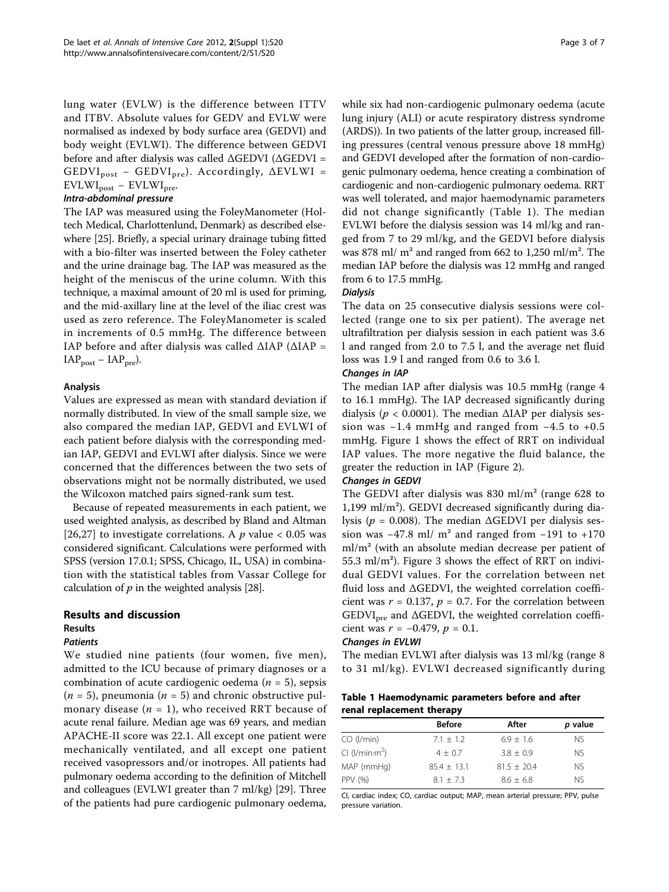lung water (EVLW) is the difference between ITTV and ITBV. Absolute values for GEDV and EVLW were normalised as indexed by body surface area (GEDVI) and body weight (EVLWI). The difference between GEDVI before and after dialysis was called ΔGEDVI ($\Delta GEDVI = GEDVI_{post} - GEDVI_{pre}$). Accordingly, $\Delta EVLWI = EVLWI_{post} - EVLWI_{pre}$.

#### Intra-abdominal pressure

The IAP was measured using the FoleyManometer (Holtech Medical, Charlottenlund, Denmark) as described elsewhere [25]. Briefly, a special urinary drainage tubing fitted with a bio-filter was inserted between the Foley catheter and the urine drainage bag. The IAP was measured as the height of the meniscus of the urine column. With this technique, a maximal amount of 20 ml is used for priming, and the mid-axillary line at the level of the iliac crest was used as zero reference. The FoleyManometer is scaled in increments of 0.5 mmHg. The difference between IAP before and after dialysis was called ΔIAP ($\Delta IAP = IAP_{post} - IAP_{pre}$).

### Analysis

Values are expressed as mean with standard deviation if normally distributed. In view of the small sample size, we also compared the median IAP, GEDVI and EVLWI of each patient before dialysis with the corresponding median IAP, GEDVI and EVLWI after dialysis. Since we were concerned that the differences between the two sets of observations might not be normally distributed, we used the Wilcoxon matched pairs signed-rank sum test.

Because of repeated measurements in each patient, we used weighted analysis, as described by Bland and Altman [26,27] to investigate correlations. A $p$ value < 0.05 was considered significant. Calculations were performed with SPSS (version 17.0.1; SPSS, Chicago, IL, USA) in combination with the statistical tables from Vassar College for calculation of $p$ in the weighted analysis [28].

## Results and discussion

### Results

#### Patients

We studied nine patients (four women, five men), admitted to the ICU because of primary diagnoses or a combination of acute cardiogenic oedema ($n$ = 5), sepsis ($n$ = 5), pneumonia ($n$ = 5) and chronic obstructive pulmonary disease ($n$ = 1), who received RRT because of acute renal failure. Median age was 69 years, and median APACHE-II score was 22.1. All except one patient were mechanically ventilated, and all except one patient received vasopressors and/or inotropes. All patients had pulmonary oedema according to the definition of Mitchell and colleagues (EVLWI greater than 7 ml/kg) [29]. Three of the patients had pure cardiogenic pulmonary oedema, while six had non-cardiogenic pulmonary oedema (acute lung injury (ALI) or acute respiratory distress syndrome (ARDS)). In two patients of the latter group, increased filling pressures (central venous pressure above 18 mmHg) and GEDVI developed after the formation of non-cardiogenic pulmonary oedema, hence creating a combination of cardiogenic and non-cardiogenic pulmonary oedema. RRT was well tolerated, and major haemodynamic parameters did not change significantly (Table 1). The median EVLWI before the dialysis session was 14 ml/kg and ranged from 7 to 29 ml/kg, and the GEDVI before dialysis was 878 ml/ m² and ranged from 662 to 1,250 ml/m². The median IAP before the dialysis was 12 mmHg and ranged from 6 to 17.5 mmHg.

#### Dialysis

The data on 25 consecutive dialysis sessions were collected (range one to six per patient). The average net ultrafiltration per dialysis session in each patient was 3.6 l and ranged from 2.0 to 7.5 l, and the average net fluid loss was 1.9 l and ranged from 0.6 to 3.6 l.

#### Changes in IAP

The median IAP after dialysis was 10.5 mmHg (range 4 to 16.1 mmHg). The IAP decreased significantly during dialysis ($p$ < 0.0001). The median ΔIAP per dialysis session was −1.4 mmHg and ranged from −4.5 to +0.5 mmHg. Figure 1 shows the effect of RRT on individual IAP values. The more negative the fluid balance, the greater the reduction in IAP (Figure 2).

#### Changes in GEDVI

The GEDVI after dialysis was 830 ml/m² (range 628 to 1,199 ml/m²). GEDVI decreased significantly during dialysis ($p$ = 0.008). The median ΔGEDVI per dialysis session was −47.8 ml/ m² and ranged from −191 to +170 ml/m² (with an absolute median decrease per patient of 55.3 ml/m²). Figure 3 shows the effect of RRT on individual GEDVI values. For the correlation between net fluid loss and ΔGEDVI, the weighted correlation coefficient was $r$ = 0.137, $p$ = 0.7. For the correlation between $GEDVI_{pre}$ and ΔGEDVI, the weighted correlation coefficient was $r$ = −0.479, $p$ = 0.1.

#### Changes in EVLWI

The median EVLWI after dialysis was 13 ml/kg (range 8 to 31 ml/kg). EVLWI decreased significantly during

**Table 1 Haemodynamic parameters before and after renal replacement therapy**

| | Before | After | *p* value |
|---|---|---|---|
| CO (l/min) | 7.1 ± 1.2 | 6.9 ± 1.6 | NS |
| CI (l/min·m²) | 4 ± 0.7 | 3.8 ± 0.9 | NS |
| MAP (mmHg) | 85.4 ± 13.1 | 81.5 ± 20.4 | NS |
| PPV (%) | 8.1 ± 7.3 | 8.6 ± 6.8 | NS |

CI, cardiac index; CO, cardiac output; MAP, mean arterial pressure; PPV, pulse pressure variation.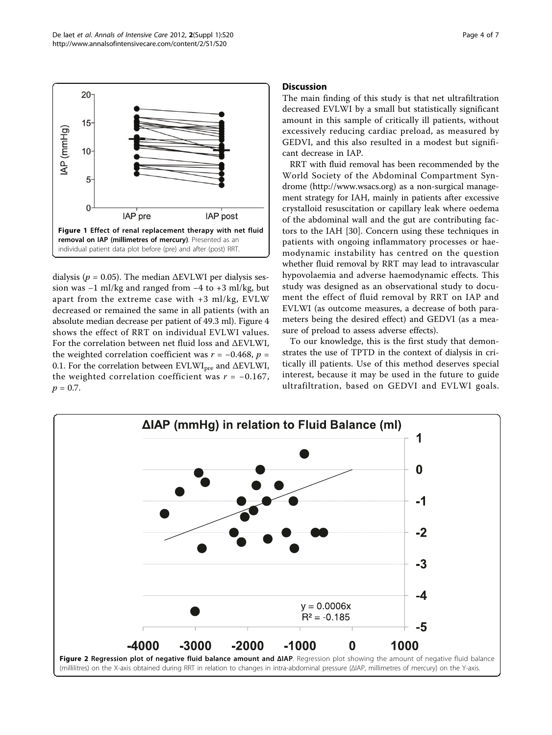Figure 1 Effect of renal replacement therapy with net fluid removal on IAP (millimetres of mercury). Presented as an individual patient data plot before (pre) and after (post) RRT.

dialysis ($p = 0.05$). The median ΔEVLWI per dialysis session was −1 ml/kg and ranged from −4 to +3 ml/kg, but apart from the extreme case with +3 ml/kg, EVLW decreased or remained the same in all patients (with an absolute median decrease per patient of 49.3 ml). Figure 4 shows the effect of RRT on individual EVLWI values. For the correlation between net fluid loss and ΔEVLWI, the weighted correlation coefficient was $r = -0.468$, $p = 0.1$. For the correlation between $EVLWI_{pre}$ and ΔEVLWI, the weighted correlation coefficient was $r = -0.167$, $p = 0.7$.

## Discussion

The main finding of this study is that net ultrafiltration decreased EVLWI by a small but statistically significant amount in this sample of critically ill patients, without excessively reducing cardiac preload, as measured by GEDVI, and this also resulted in a modest but significant decrease in IAP.

RRT with fluid removal has been recommended by the World Society of the Abdominal Compartment Syndrome (http://www.wsacs.org) as a non-surgical management strategy for IAH, mainly in patients after excessive crystalloid resuscitation or capillary leak where oedema of the abdominal wall and the gut are contributing factors to the IAH [30]. Concern using these techniques in patients with ongoing inflammatory processes or haemodynamic instability has centred on the question whether fluid removal by RRT may lead to intravascular hypovolaemia and adverse haemodynamic effects. This study was designed as an observational study to document the effect of fluid removal by RRT on IAP and EVLWI (as outcome measures, a decrease of both parameters being the desired effect) and GEDVI (as a measure of preload to assess adverse effects).

To our knowledge, this is the first study that demonstrates the use of TPTD in the context of dialysis in critically ill patients. Use of this method deserves special interest, because it may be used in the future to guide ultrafiltration, based on GEDVI and EVLWI goals.

Figure 2 Regression plot of negative fluid balance amount and ΔIAP. Regression plot showing the amount of negative fluid balance (millilitres) on the X-axis obtained during RRT in relation to changes in intra-abdominal pressure (ΔIAP, millimetres of mercury) on the Y-axis.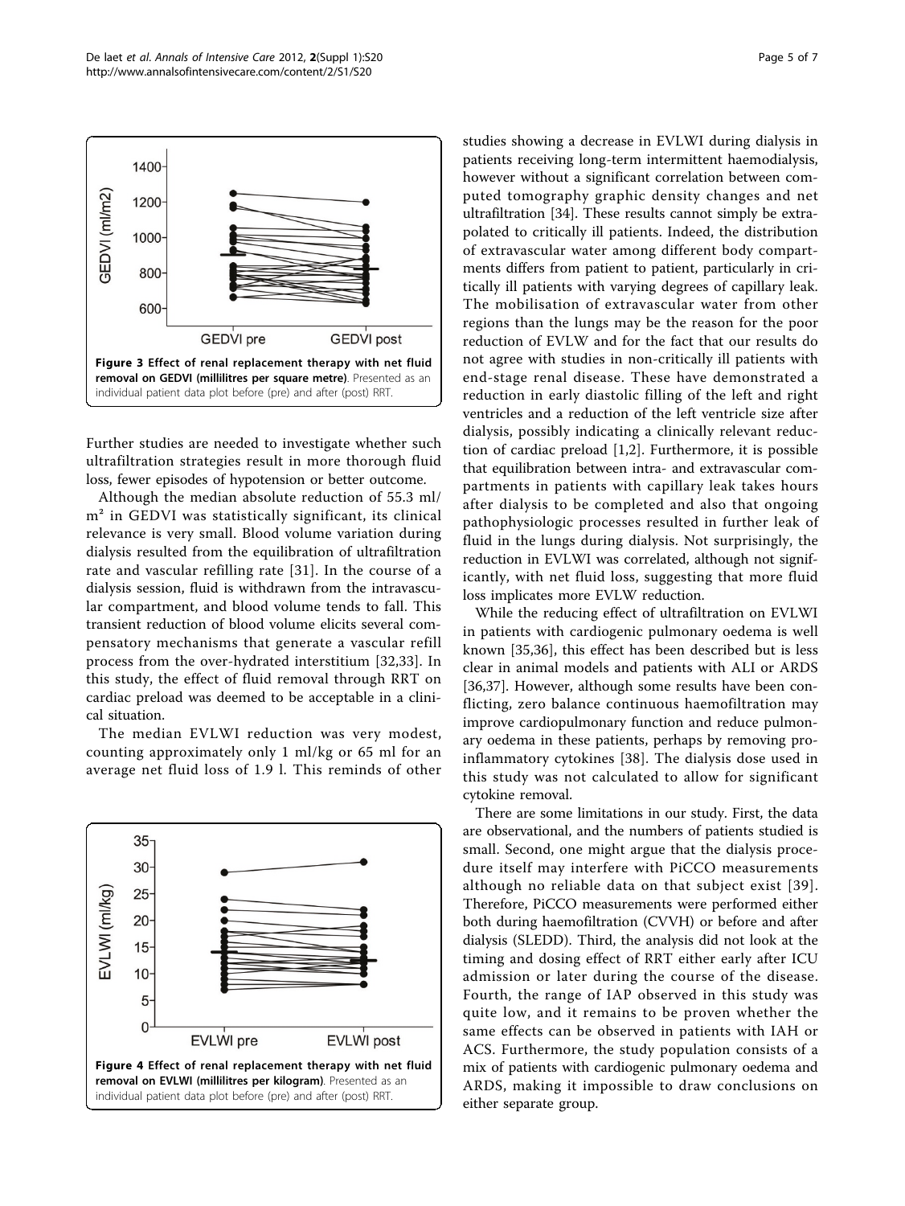1400
1200
1000
800
600
GEDVI (ml/m2)
GEDVI pre
GEDVI post

**Figure 3 Effect of renal replacement therapy with net fluid removal on GEDVI (millilitres per square metre)**. Presented as an individual patient data plot before (pre) and after (post) RRT.

Further studies are needed to investigate whether such ultrafiltration strategies result in more thorough fluid loss, fewer episodes of hypotension or better outcome.

Although the median absolute reduction of 55.3 ml/m² in GEDVI was statistically significant, its clinical relevance is very small. Blood volume variation during dialysis resulted from the equilibration of ultrafiltration rate and vascular refilling rate [31]. In the course of a dialysis session, fluid is withdrawn from the intravascular compartment, and blood volume tends to fall. This transient reduction of blood volume elicits several compensatory mechanisms that generate a vascular refill process from the over-hydrated interstitium [32,33]. In this study, the effect of fluid removal through RRT on cardiac preload was deemed to be acceptable in a clinical situation.

The median EVLWI reduction was very modest, counting approximately only 1 ml/kg or 65 ml for an average net fluid loss of 1.9 l. This reminds of other

35
30
25
20
15
10
5
0
EVLWI (ml/kg)
EVLWI pre
EVLWI post

**Figure 4 Effect of renal replacement therapy with net fluid removal on EVLWI (millilitres per kilogram)**. Presented as an individual patient data plot before (pre) and after (post) RRT.

studies showing a decrease in EVLWI during dialysis in patients receiving long-term intermittent haemodialysis, however without a significant correlation between computed tomography graphic density changes and net ultrafiltration [34]. These results cannot simply be extrapolated to critically ill patients. Indeed, the distribution of extravascular water among different body compartments differs from patient to patient, particularly in critically ill patients with varying degrees of capillary leak. The mobilisation of extravascular water from other regions than the lungs may be the reason for the poor reduction of EVLW and for the fact that our results do not agree with studies in non-critically ill patients with end-stage renal disease. These have demonstrated a reduction in early diastolic filling of the left and right ventricles and a reduction of the left ventricle size after dialysis, possibly indicating a clinically relevant reduction of cardiac preload [1,2]. Furthermore, it is possible that equilibration between intra- and extravascular compartments in patients with capillary leak takes hours after dialysis to be completed and also that ongoing pathophysiologic processes resulted in further leak of fluid in the lungs during dialysis. Not surprisingly, the reduction in EVLWI was correlated, although not significantly, with net fluid loss, suggesting that more fluid loss implicates more EVLW reduction.

While the reducing effect of ultrafiltration on EVLWI in patients with cardiogenic pulmonary oedema is well known [35,36], this effect has been described but is less clear in animal models and patients with ALI or ARDS [36,37]. However, although some results have been conflicting, zero balance continuous haemofiltration may improve cardiopulmonary function and reduce pulmonary oedema in these patients, perhaps by removing pro-inflammatory cytokines [38]. The dialysis dose used in this study was not calculated to allow for significant cytokine removal.

There are some limitations in our study. First, the data are observational, and the numbers of patients studied is small. Second, one might argue that the dialysis procedure itself may interfere with PiCCO measurements although no reliable data on that subject exist [39]. Therefore, PiCCO measurements were performed either both during haemofiltration (CVVH) or before and after dialysis (SLEDD). Third, the analysis did not look at the timing and dosing effect of RRT either early after ICU admission or later during the course of the disease. Fourth, the range of IAP observed in this study was quite low, and it remains to be proven whether the same effects can be observed in patients with IAH or ACS. Furthermore, the study population consists of a mix of patients with cardiogenic pulmonary oedema and ARDS, making it impossible to draw conclusions on either separate group.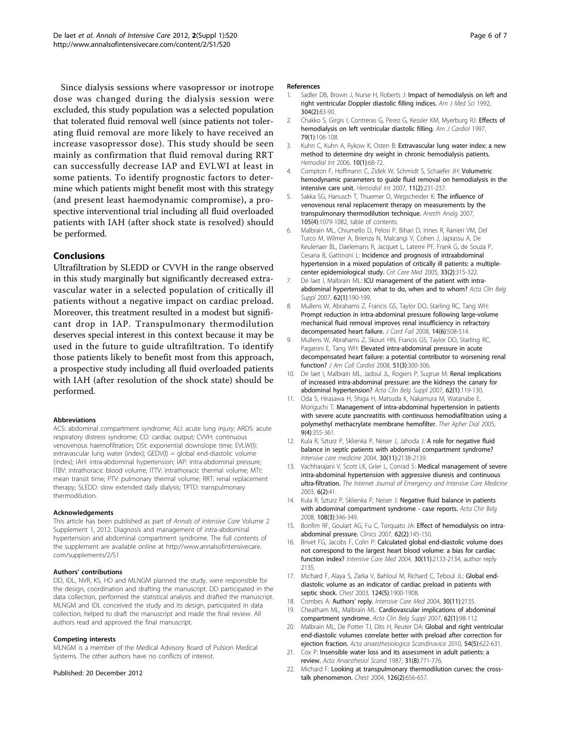Since dialysis sessions where vasopressor or inotrope dose was changed during the dialysis session were excluded, this study population was a selected population that tolerated fluid removal well (since patients not tolerating fluid removal are more likely to have received an increase vasopressor dose). This study should be seen mainly as confirmation that fluid removal during RRT can successfully decrease IAP and EVLWI at least in some patients. To identify prognostic factors to determine which patients might benefit most with this strategy (and present least haemodynamic compromise), a prospective interventional trial including all fluid overloaded patients with IAH (after shock state is resolved) should be performed.

## Conclusions

Ultrafiltration by SLEDD or CVVH in the range observed in this study marginally but significantly decreased extravascular water in a selected population of critically ill patients without a negative impact on cardiac preload. Moreover, this treatment resulted in a modest but significant drop in IAP. Transpulmonary thermodilution deserves special interest in this context because it may be used in the future to guide ultrafiltration. To identify those patients likely to benefit most from this approach, a prospective study including all fluid overloaded patients with IAH (after resolution of the shock state) should be performed.

#### Abbreviations

ACS: abdominal compartment syndrome; ALI: acute lung injury; ARDS: acute respiratory distress syndrome; CO: cardiac output; CVVH: continuous venovenous haemofiltration; DSt: exponential downslope time; EVLW(I): extravascular lung water (index); GEDV(I) = global end-diastolic volume (index); IAH: intra-abdominal hypertension; IAP: intra-abdominal pressure; ITBV: intrathoracic blood volume; ITTV: intrathoracic thermal volume; MTt: mean transit time; PTV: pulmonary thermal volume; RRT: renal replacement therapy; SLEDD: slow extended daily dialysis; TPTD: transpulmonary thermodilution.

#### Acknowledgements

This article has been published as part of *Annals of Intensive Care* Volume 2 Supplement 1, 2012: Diagnosis and management of intra-abdominal hypertension and abdominal compartment syndrome. The full contents of the supplement are available online at http://www.annalsofintensivecare.com/supplements/2/S1

#### Authors' contributions

DD, IDL, NVR, KS, HD and MLNGM planned the study, were responsible for the design, coordination and drafting the manuscript. DD participated in the data collection, performed the statistical analysis and drafted the manuscript. MLNGM and IDL conceived the study and its design, participated in data collection, helped to draft the manuscript and made the final review. All authors read and approved the final manuscript.

#### Competing interests

MLNGM is a member of the Medical Advisory Board of Pulsion Medical Systems. The other authors have no conflicts of interest.

Published: 20 December 2012

#### References

1. Sadler DB, Brown J, Nurse H, Roberts J: **Impact of hemodialysis on left and right ventricular Doppler diastolic filling indices.** *Am J Med Sci* 1992, **304(2)**:83-90.
2. Chakko S, Girgis I, Contreras G, Perez G, Kessler KM, Myerburg RJ: **Effects of hemodialysis on left ventricular diastolic filling.** *Am J Cardiol* 1997, **79(1)**:106-108.
3. Kuhn C, Kuhn A, Rykow K, Osten B: **Extravascular lung water index: a new method to determine dry weight in chronic hemodialysis patients.** *Hemodial Int* 2006, **10(1)**:68-72.
4. Compton F, Hoffmann C, Zidek W, Schmidt S, Schaefer JH: **Volumetric hemodynamic parameters to guide fluid removal on hemodialysis in the intensive care unit.** *Hemodial Int* 2007, **11(2)**:231-237.
5. Sakka SG, Hanusch T, Thuemer O, Wegscheider K: **The influence of venovenous renal replacement therapy on measurements by the transpulmonary thermodilution technique.** *Anesth Analg* 2007, **105(4)**:1079-1082, table of contents.
6. Malbrain ML, Chiumello D, Pelosi P, Bihari D, Innes R, Ranieri VM, Del Turco M, Wilmer A, Brienza N, Malcangi V, Cohen J, Japiassu A, De Keulenaer BL, Daelemans R, Jacquet L, Laterre PF, Frank G, de Souza P, Cesana B, Gattinoni L: **Incidence and prognosis of intraabdominal hypertension in a mixed population of critically ill patients: a multiple-center epidemiological study.** *Crit Care Med* 2005, **33(2)**:315-322.
7. De laet I, Malbrain ML: **ICU management of the patient with intra-abdominal hypertension: what to do, when and to whom?** *Acta Clin Belg Suppl* 2007, **62(1)**:190-199.
8. Mullens W, Abrahams Z, Francis GS, Taylor DO, Starling RC, Tang WH: **Prompt reduction in intra-abdominal pressure following large-volume mechanical fluid removal improves renal insufficiency in refractory decompensated heart failure.** *J Card Fail* 2008, **14(6)**:508-514.
9. Mullens W, Abrahams Z, Skouri HN, Francis GS, Taylor DO, Starling RC, Paganini E, Tang WH: **Elevated intra-abdominal pressure in acute decompensated heart failure: a potential contributor to worsening renal function?** *J Am Coll Cardiol* 2008, **51(3)**:300-306.
10. De laet I, Malbrain ML, Jadoul JL, Rogiers P, Sugrue M: **Renal implications of increased intra-abdominal pressure: are the kidneys the canary for abdominal hypertension?** *Acta Clin Belg Suppl* 2007, **62(1)**:119-130.
11. Oda S, Hirasawa H, Shiga H, Matsuda K, Nakamura M, Watanabe E, Moriguchi T: **Management of intra-abdominal hypertension in patients with severe acute pancreatitis with continuous hemodiafiltration using a polymethyl methacrylate membrane hemofilter.** *Ther Apher Dial* 2005, **9(4)**:355-361.
12. Kula R, Szturz P, Sklienka P, Neiser J, Jahoda J: **A role for negative fluid balance in septic patients with abdominal compartment syndrome?** *Intensive care medicine* 2004, **30(11)**:2138-2139.
13. Vachharajani V, Scott LK, Grier L, Conrad S: **Medical management of severe intra-abdominal hypertension with aggressive diuresis and continuous ultra-filtration.** *The Internet Journal of Emergency and Intensive Care Medicine* 2003, **6(2)**:41.
14. Kula R, Szturz P, Sklienka P, Neiser J: **Negative fluid balance in patients with abdominal compartment syndrome - case reports.** *Acta Chir Belg* 2008, **108(3)**:346-349.
15. Bonfim RF, Goulart AG, Fu C, Torquato JA: **Effect of hemodialysis on intra-abdominal pressure.** *Clinics* 2007, **62(2)**:145-150.
16. Brivet FG, Jacobs F, Colin P: **Calculated global end-diastolic volume does not correspond to the largest heart blood volume: a bias for cardiac function index?** *Intensive Care Med* 2004, **30(11)**:2133-2134, author reply 2135.
17. Michard F, Alaya S, Zarka V, Bahloul M, Richard C, Teboul JL: **Global end-diastolic volume as an indicator of cardiac preload in patients with septic shock.** *Chest* 2003, **124(5)**:1900-1908.
18. Combes A: **Authors' reply.** *Intensive Care Med* 2004, **30(11)**:2135.
19. Cheatham ML, Malbrain ML: **Cardiovascular implications of abdominal compartment syndrome.** *Acta Clin Belg Suppl* 2007, **62(1)**:98-112.
20. Malbrain ML, De Potter TJ, Dits H, Reuter DA: **Global and right ventricular end-diastolic volumes correlate better with preload after correction for ejection fraction.** *Acta anaesthesiologica Scandinavica* 2010, **54(5)**:622-631.
21. Cox P: **Insensible water loss and its assessment in adult patients: a review.** *Acta Anaesthesiol Scand* 1987, **31(8)**:771-776.
22. Michard F: **Looking at transpulmonary thermodilution curves: the cross-talk phenomenon.** *Chest* 2004, **126(2)**:656-657.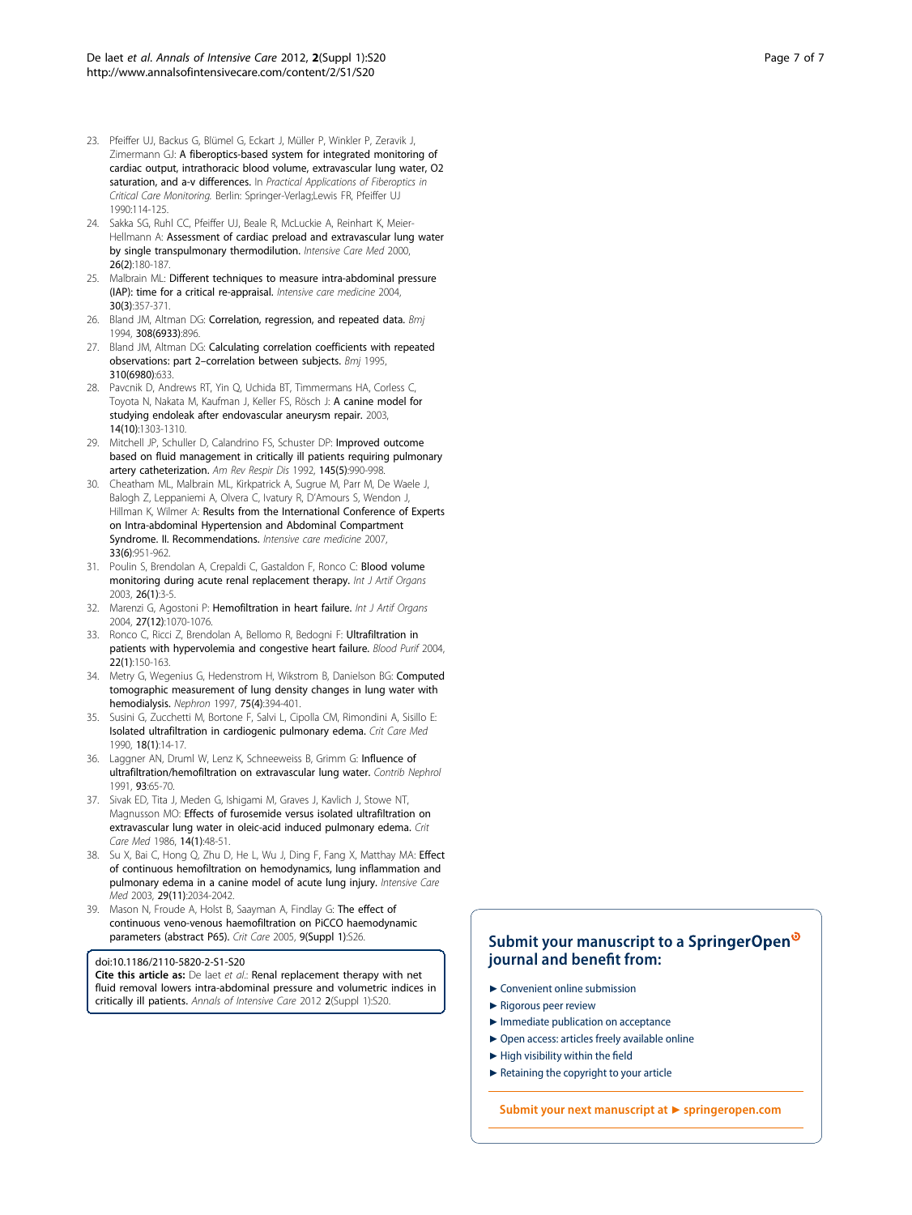23. Pfeiffer UJ, Backus G, Blümel G, Eckart J, Müller P, Winkler P, Zeravik J, Zimmermann GJ: **A fiberoptics-based system for integrated monitoring of cardiac output, intrathoracic blood volume, extravascular lung water, O2 saturation, and a-v differences.** In *Practical Applications of Fiberoptics in Critical Care Monitoring.* Berlin: Springer-Verlag;Lewis FR, Pfeiffer UJ 1990:114-125.
24. Sakka SG, Ruhl CC, Pfeiffer UJ, Beale R, McLuckie A, Reinhart K, Meier-Hellmann A: **Assessment of cardiac preload and extravascular lung water by single transpulmonary thermodilution.** *Intensive Care Med* 2000, **26(2)**:180-187.
25. Malbrain ML: **Different techniques to measure intra-abdominal pressure (IAP): time for a critical re-appraisal.** *Intensive care medicine* 2004, **30(3)**:357-371.
26. Bland JM, Altman DG: **Correlation, regression, and repeated data.** *Bmj* 1994, **308(6933)**:896.
27. Bland JM, Altman DG: **Calculating correlation coefficients with repeated observations: part 2–correlation between subjects.** *Bmj* 1995, **310(6980)**:633.
28. Pavcnik D, Andrews RT, Yin Q, Uchida BT, Timmermans HA, Corless C, Toyota N, Nakata M, Kaufman J, Keller FS, Rösch J: **A canine model for studying endoleak after endovascular aneurysm repair.** 2003, **14(10)**:1303-1310.
29. Mitchell JP, Schuller D, Calandrino FS, Schuster DP: **Improved outcome based on fluid management in critically ill patients requiring pulmonary artery catheterization.** *Am Rev Respir Dis* 1992, **145(5)**:990-998.
30. Cheatham ML, Malbrain ML, Kirkpatrick A, Sugrue M, Parr M, De Waele J, Balogh Z, Leppaniemi A, Olvera C, Ivatury R, D'Amours S, Wendon J, Hillman K, Wilmer A: **Results from the International Conference of Experts on Intra-abdominal Hypertension and Abdominal Compartment Syndrome. II. Recommendations.** *Intensive care medicine* 2007, **33(6)**:951-962.
31. Poulin S, Brendolan A, Crepaldi C, Gastaldon F, Ronco C: **Blood volume monitoring during acute renal replacement therapy.** *Int J Artif Organs* 2003, **26(1)**:3-5.
32. Marenzi G, Agostoni P: **Hemofiltration in heart failure.** *Int J Artif Organs* 2004, **27(12)**:1070-1076.
33. Ronco C, Ricci Z, Brendolan A, Bellomo R, Bedogni F: **Ultrafiltration in patients with hypervolemia and congestive heart failure.** *Blood Purif* 2004, **22(1)**:150-163.
34. Metry G, Wegenius G, Hedenstrom H, Wikstrom B, Danielson BG: **Computed tomographic measurement of lung density changes in lung water with hemodialysis.** *Nephron* 1997, **75(4)**:394-401.
35. Susini G, Zucchetti M, Bortone F, Salvi L, Cipolla CM, Rimondini A, Sisillo E: **Isolated ultrafiltration in cardiogenic pulmonary edema.** *Crit Care Med* 1990, **18(1)**:14-17.
36. Laggner AN, Druml W, Lenz K, Schneeweiss B, Grimm G: **Influence of ultrafiltration/hemofiltration on extravascular lung water.** *Contrib Nephrol* 1991, **93**:65-70.
37. Sivak ED, Tita J, Meden G, Ishigami M, Graves J, Kavlich J, Stowe NT, Magnusson MO: **Effects of furosemide versus isolated ultrafiltration on extravascular lung water in oleic-acid induced pulmonary edema.** *Crit Care Med* 1986, **14(1)**:48-51.
38. Su X, Bai C, Hong Q, Zhu D, He L, Wu J, Ding F, Fang X, Matthay MA: **Effect of continuous hemofiltration on hemodynamics, lung inflammation and pulmonary edema in a canine model of acute lung injury.** *Intensive Care Med* 2003, **29(11)**:2034-2042.
39. Mason N, Froude A, Holst B, Saayman A, Findlay G: **The effect of continuous veno-venous haemofiltration on PiCCO haemodynamic parameters (abstract P65).** *Crit Care* 2005, **9(Suppl 1)**:S26.

doi:10.1186/2110-5820-2-S1-S20
**Cite this article as:** De laet *et al.*: Renal replacement therapy with net fluid removal lowers intra-abdominal pressure and volumetric indices in critically ill patients. *Annals of Intensive Care* 2012 **2**(Suppl 1):S20.

**Submit your manuscript to a SpringerOpen journal and benefit from:**

- ► Convenient online submission
- ► Rigorous peer review
- ► Immediate publication on acceptance
- ► Open access: articles freely available online
- ► High visibility within the field
- ► Retaining the copyright to your article

**Submit your next manuscript at ► springeropen.com**